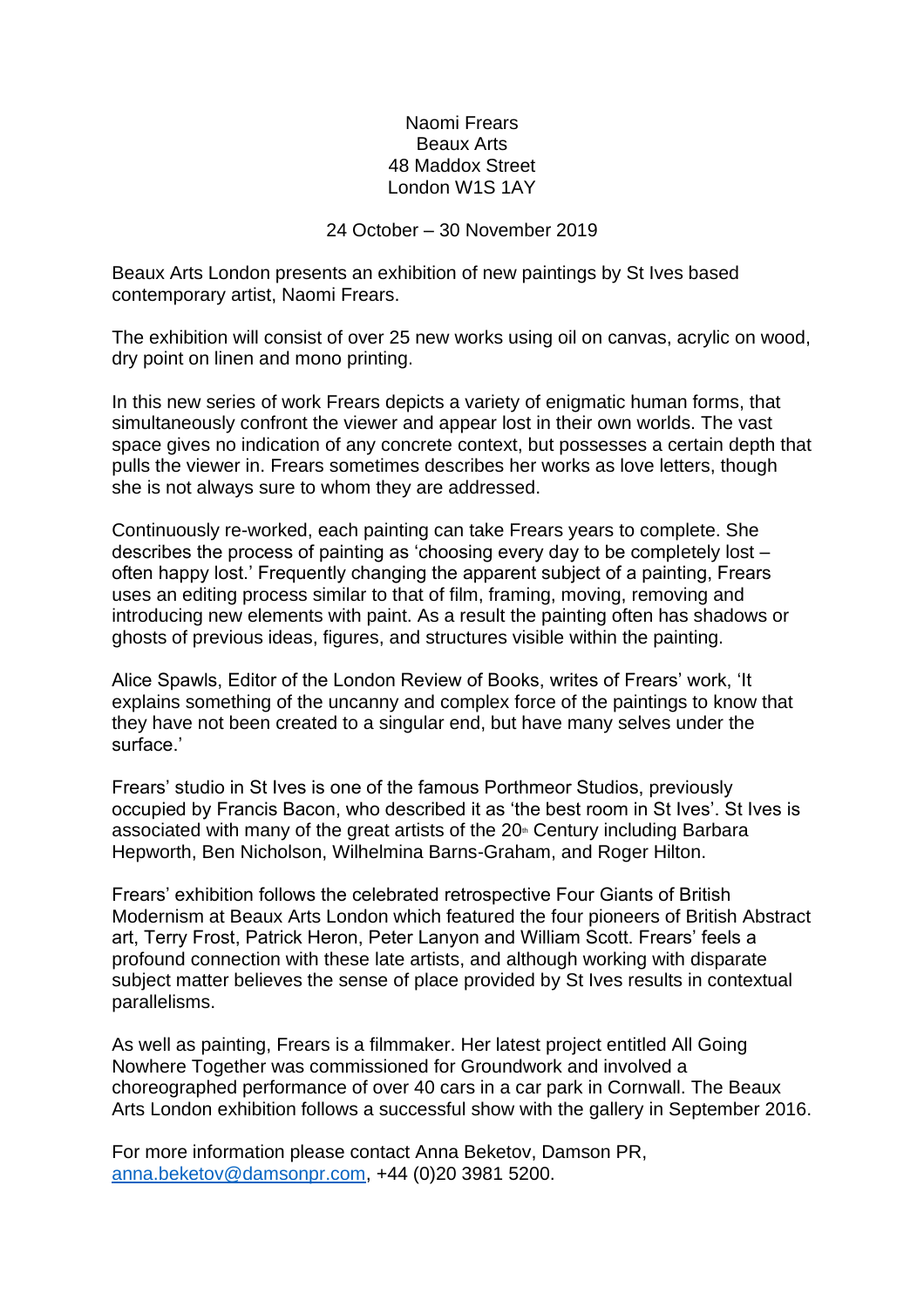Naomi Frears
Beaux Arts
48 Maddox Street
London W1S 1AY

24 October – 30 November 2019

Beaux Arts London presents an exhibition of new paintings by St Ives based contemporary artist, Naomi Frears.

The exhibition will consist of over 25 new works using oil on canvas, acrylic on wood, dry point on linen and mono printing.

In this new series of work Frears depicts a variety of enigmatic human forms, that simultaneously confront the viewer and appear lost in their own worlds. The vast space gives no indication of any concrete context, but possesses a certain depth that pulls the viewer in. Frears sometimes describes her works as love letters, though she is not always sure to whom they are addressed.

Continuously re-worked, each painting can take Frears years to complete. She describes the process of painting as 'choosing every day to be completely lost – often happy lost.' Frequently changing the apparent subject of a painting, Frears uses an editing process similar to that of film, framing, moving, removing and introducing new elements with paint. As a result the painting often has shadows or ghosts of previous ideas, figures, and structures visible within the painting.

Alice Spawls, Editor of the London Review of Books, writes of Frears' work, 'It explains something of the uncanny and complex force of the paintings to know that they have not been created to a singular end, but have many selves under the surface.'

Frears' studio in St Ives is one of the famous Porthmeor Studios, previously occupied by Francis Bacon, who described it as 'the best room in St Ives'. St Ives is associated with many of the great artists of the 20th Century including Barbara Hepworth, Ben Nicholson, Wilhelmina Barns-Graham, and Roger Hilton.

Frears' exhibition follows the celebrated retrospective Four Giants of British Modernism at Beaux Arts London which featured the four pioneers of British Abstract art, Terry Frost, Patrick Heron, Peter Lanyon and William Scott. Frears' feels a profound connection with these late artists, and although working with disparate subject matter believes the sense of place provided by St Ives results in contextual parallelisms.

As well as painting, Frears is a filmmaker. Her latest project entitled All Going Nowhere Together was commissioned for Groundwork and involved a choreographed performance of over 40 cars in a car park in Cornwall. The Beaux Arts London exhibition follows a successful show with the gallery in September 2016.

For more information please contact Anna Beketov, Damson PR, anna.beketov@damsonpr.com, +44 (0)20 3981 5200.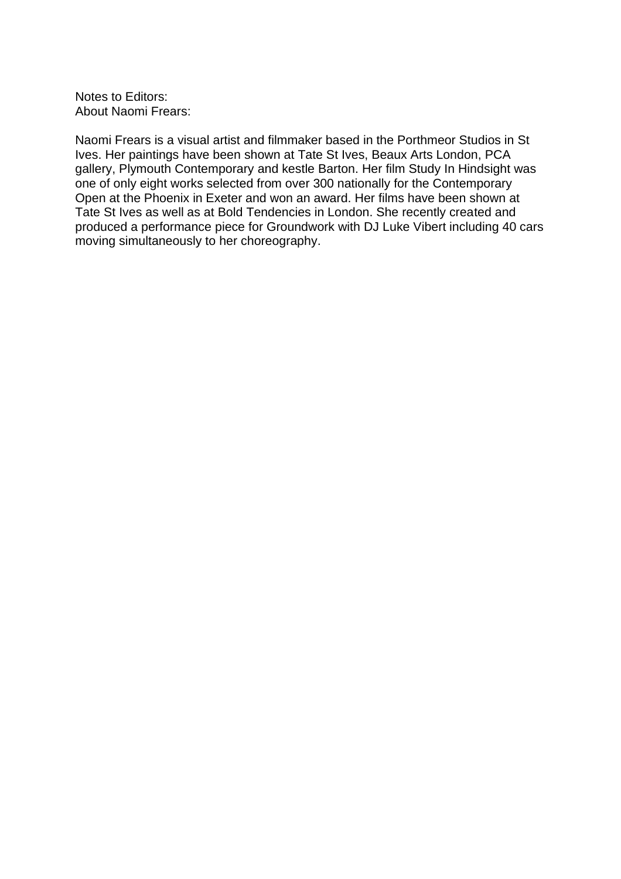Notes to Editors:
About Naomi Frears:

Naomi Frears is a visual artist and filmmaker based in the Porthmeor Studios in St Ives. Her paintings have been shown at Tate St Ives, Beaux Arts London, PCA gallery, Plymouth Contemporary and kestle Barton. Her film Study In Hindsight was one of only eight works selected from over 300 nationally for the Contemporary Open at the Phoenix in Exeter and won an award. Her films have been shown at Tate St Ives as well as at Bold Tendencies in London. She recently created and produced a performance piece for Groundwork with DJ Luke Vibert including 40 cars moving simultaneously to her choreography.